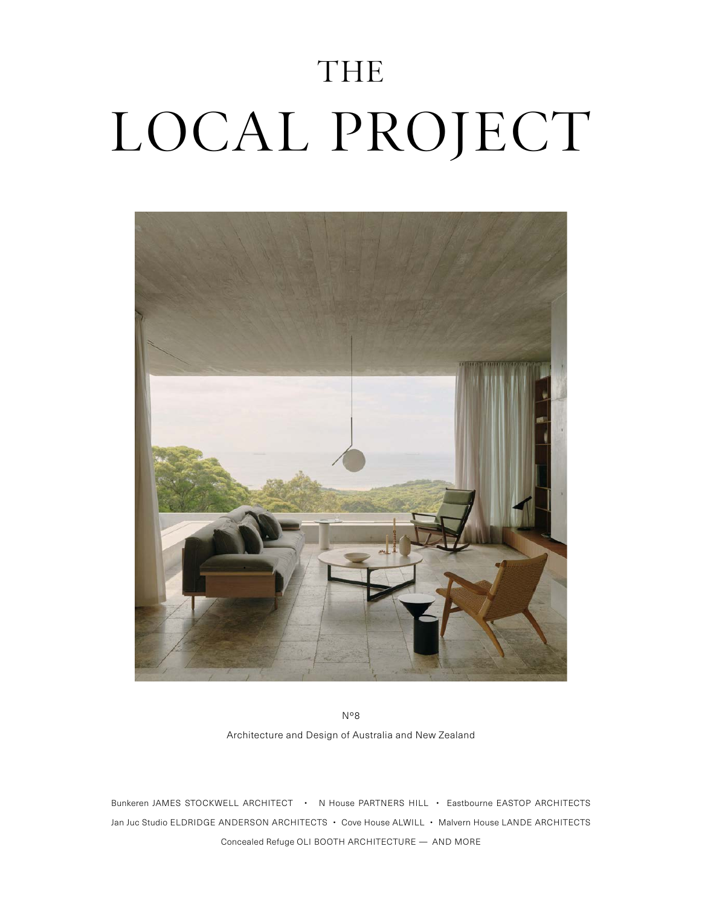# THE

# LOCAL PROJECT

Nº8

Architecture and Design of Australia and New Zealand

Bunkeren JAMES STOCKWELL ARCHITECT • N House PARTNERS HILL • Eastbourne EASTOP ARCHITECTS

Jan Juc Studio ELDRIDGE ANDERSON ARCHITECTS • Cove House ALWILL • Malvern House LANDE ARCHITECTS

Concealed Refuge OLI BOOTH ARCHITECTURE — AND MORE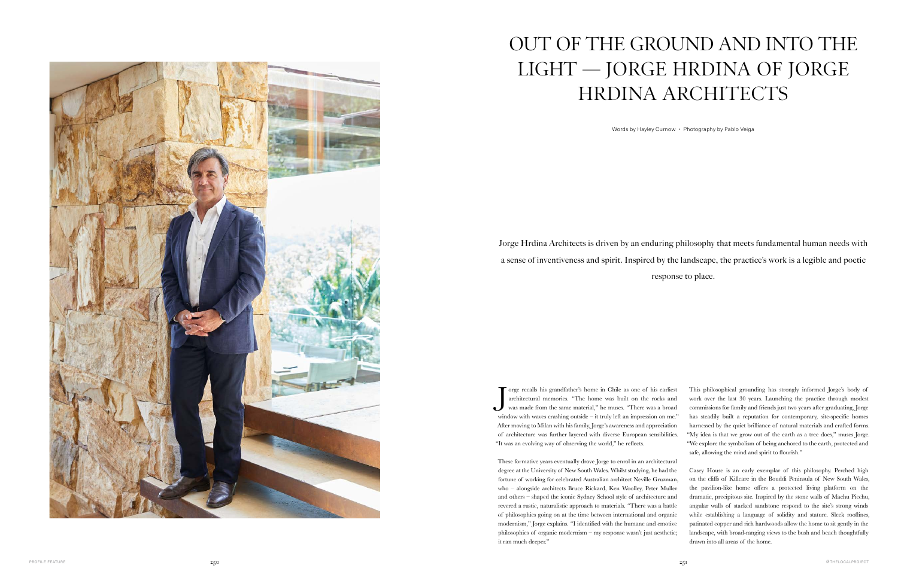# OUT OF THE GROUND AND INTO THE LIGHT — JORGE HRDINA OF JORGE HRDINA ARCHITECTS

Words by Hayley Curnow • Photography by Pablo Veiga

Jorge Hrdina Architects is driven by an enduring philosophy that meets fundamental human needs with a sense of inventiveness and spirit. Inspired by the landscape, the practice's work is a legible and poetic response to place.

Jorge recalls his grandfather's home in Chile as one of his earliest architectural memories. "The home was built on the rocks and was made from the same material," he muses. "There was a broad window with waves crashing outside – it truly left an impression on me." After moving to Milan with his family, Jorge's awareness and appreciation of architecture was further layered with diverse European sensibilities. "It was an evolving way of observing the world," he reflects.

These formative years eventually drove Jorge to enrol in an architectural degree at the University of New South Wales. Whilst studying, he had the fortune of working for celebrated Australian architect Neville Gruzman, who – alongside architects Bruce Rickard, Ken Woolley, Peter Muller and others – shaped the iconic Sydney School style of architecture and revered a rustic, naturalistic approach to materials. "There was a battle of philosophies going on at the time between international and organic modernism," Jorge explains. "I identified with the humane and emotive philosophies of organic modernism – my response wasn't just aesthetic; it ran much deeper."

This philosophical grounding has strongly informed Jorge's body of work over the last 30 years. Launching the practice through modest commissions for family and friends just two years after graduating, Jorge has steadily built a reputation for contemporary, site-specific homes harnessed by the quiet brilliance of natural materials and crafted forms. "My idea is that we grow out of the earth as a tree does," muses Jorge. "We explore the symbolism of being anchored to the earth, protected and safe, allowing the mind and spirit to flourish."

Casey House is an early exemplar of this philosophy. Perched high on the cliffs of Killcare in the Bouddi Peninsula of New South Wales, the pavilion-like home offers a protected living platform on the dramatic, precipitous site. Inspired by the stone walls of Machu Picchu, angular walls of stacked sandstone respond to the site's strong winds while establishing a language of solidity and stature. Sleek rooflines, patinated copper and rich hardwoods allow the home to sit gently in the landscape, with broad-ranging views to the bush and beach thoughtfully drawn into all areas of the home.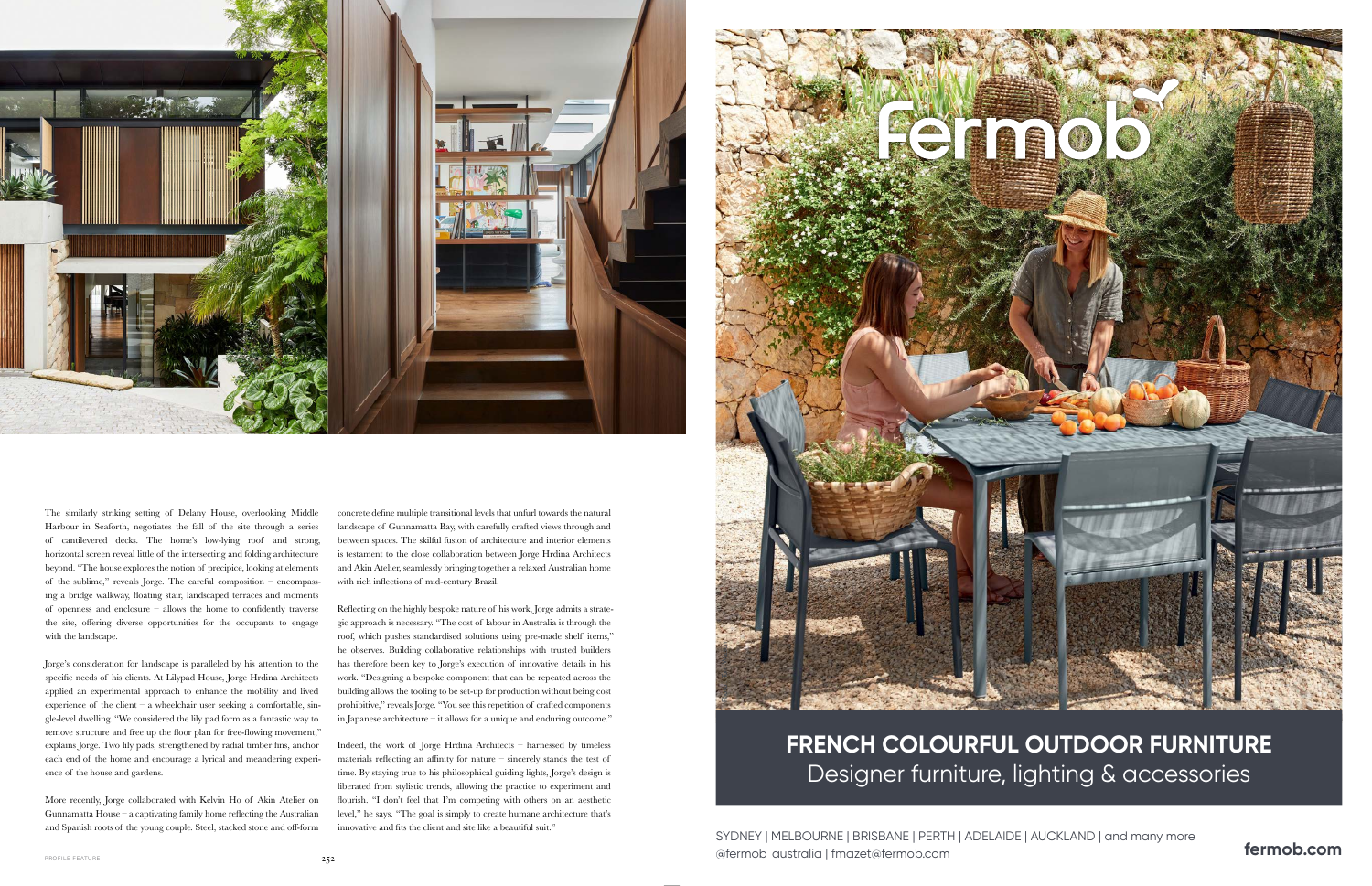The similarly striking setting of Delany House, overlooking Middle Harbour in Seaforth, negotiates the fall of the site through a series of cantilevered decks. The home's low-lying roof and strong, horizontal screen reveal little of the intersecting and folding architecture beyond. "The house explores the notion of precipice, looking at elements of the sublime," reveals Jorge. The careful composition – encompassing a bridge walkway, floating stair, landscaped terraces and moments of openness and enclosure – allows the home to confidently traverse the site, offering diverse opportunities for the occupants to engage with the landscape.

Jorge's consideration for landscape is paralleled by his attention to the specific needs of his clients. At Lilypad House, Jorge Hrdina Architects applied an experimental approach to enhance the mobility and lived experience of the client – a wheelchair user seeking a comfortable, single-level dwelling. "We considered the lily pad form as a fantastic way to remove structure and free up the floor plan for free-flowing movement," explains Jorge. Two lily pads, strengthened by radial timber fins, anchor each end of the home and encourage a lyrical and meandering experience of the house and gardens.

More recently, Jorge collaborated with Kelvin Ho of Akin Atelier on Gunnamatta House – a captivating family home reflecting the Australian and Spanish roots of the young couple. Steel, stacked stone and off-form concrete define multiple transitional levels that unfurl towards the natural landscape of Gunnamatta Bay, with carefully crafted views through and between spaces. The skilful fusion of architecture and interior elements is testament to the close collaboration between Jorge Hrdina Architects and Akin Atelier, seamlessly bringing together a relaxed Australian home with rich inflections of mid-century Brazil.

Reflecting on the highly bespoke nature of his work, Jorge admits a strategic approach is necessary. "The cost of labour in Australia is through the roof, which pushes standardised solutions using pre-made shelf items," he observes. Building collaborative relationships with trusted builders has therefore been key to Jorge's execution of innovative details in his work. "Designing a bespoke component that can be repeated across the building allows the tooling to be set-up for production without being cost prohibitive," reveals Jorge. "You see this repetition of crafted components in Japanese architecture – it allows for a unique and enduring outcome."

Indeed, the work of Jorge Hrdina Architects – harnessed by timeless materials reflecting an affinity for nature – sincerely stands the test of time. By staying true to his philosophical guiding lights, Jorge's design is liberated from stylistic trends, allowing the practice to experiment and flourish. "I don't feel that I'm competing with others on an aesthetic level," he says. "The goal is simply to create humane architecture that's innovative and fits the client and site like a beautiful suit."

fermob

**FRENCH COLOURFUL OUTDOOR FURNITURE**

Designer furniture, lighting & accessories

SYDNEY | MELBOURNE | BRISBANE | PERTH | ADELAIDE | AUCKLAND | and many more
@fermob_australia | fmazet@fermob.com

**fermob.com**